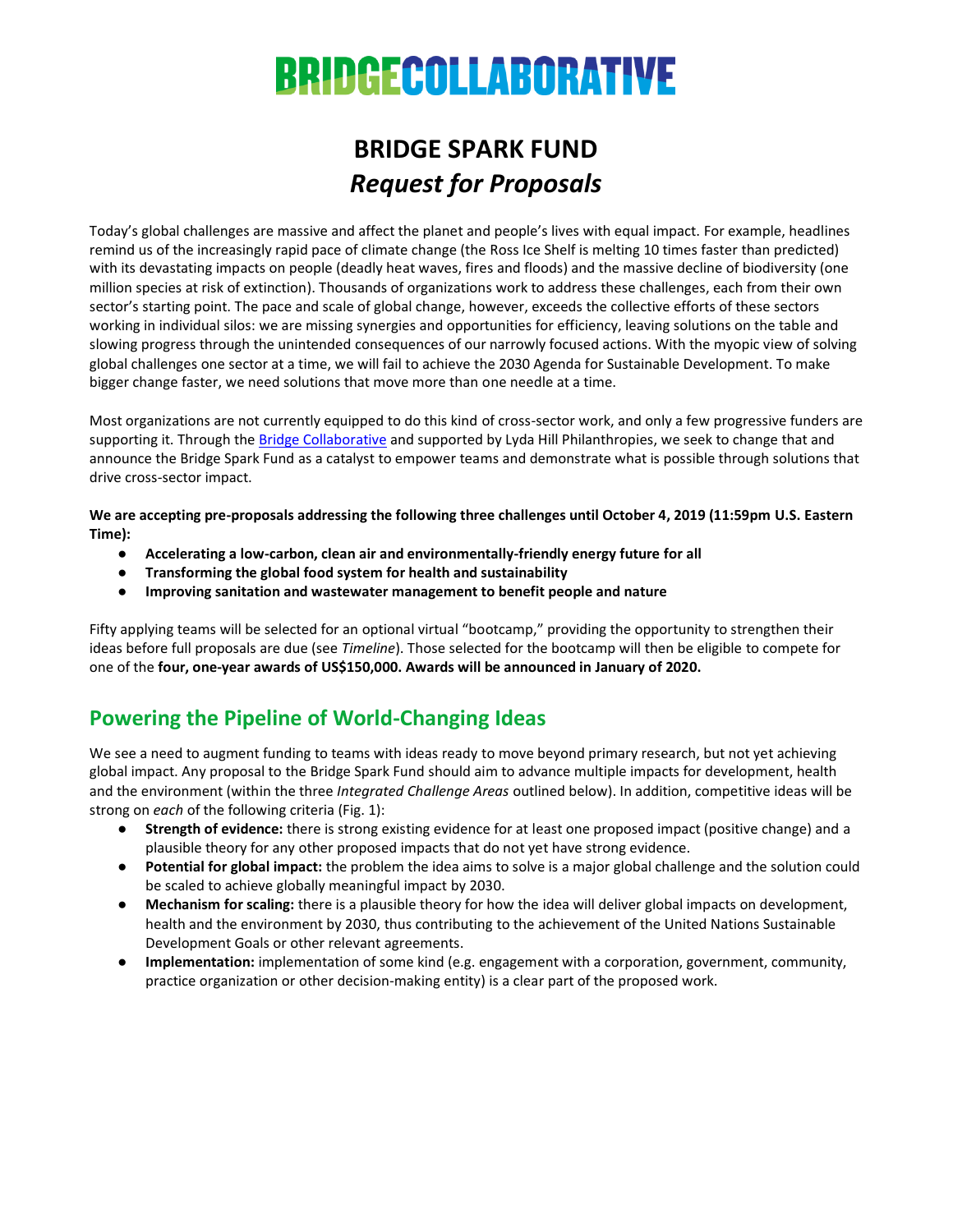# BRIDGECOLLABORATIVE

## BRIDGE SPARK FUND
## *Request for Proposals*

Today's global challenges are massive and affect the planet and people's lives with equal impact. For example, headlines remind us of the increasingly rapid pace of climate change (the Ross Ice Shelf is melting 10 times faster than predicted) with its devastating impacts on people (deadly heat waves, fires and floods) and the massive decline of biodiversity (one million species at risk of extinction). Thousands of organizations work to address these challenges, each from their own sector's starting point. The pace and scale of global change, however, exceeds the collective efforts of these sectors working in individual silos: we are missing synergies and opportunities for efficiency, leaving solutions on the table and slowing progress through the unintended consequences of our narrowly focused actions. With the myopic view of solving global challenges one sector at a time, we will fail to achieve the 2030 Agenda for Sustainable Development. To make bigger change faster, we need solutions that move more than one needle at a time.

Most organizations are not currently equipped to do this kind of cross-sector work, and only a few progressive funders are supporting it. Through the Bridge Collaborative and supported by Lyda Hill Philanthropies, we seek to change that and announce the Bridge Spark Fund as a catalyst to empower teams and demonstrate what is possible through solutions that drive cross-sector impact.

**We are accepting pre-proposals addressing the following three challenges until October 4, 2019 (11:59pm U.S. Eastern Time):**

- **Accelerating a low-carbon, clean air and environmentally-friendly energy future for all**
- **Transforming the global food system for health and sustainability**
- **Improving sanitation and wastewater management to benefit people and nature**

Fifty applying teams will be selected for an optional virtual "bootcamp," providing the opportunity to strengthen their ideas before full proposals are due (see *Timeline*). Those selected for the bootcamp will then be eligible to compete for one of the **four, one-year awards of US$150,000. Awards will be announced in January of 2020.**

## Powering the Pipeline of World-Changing Ideas

We see a need to augment funding to teams with ideas ready to move beyond primary research, but not yet achieving global impact. Any proposal to the Bridge Spark Fund should aim to advance multiple impacts for development, health and the environment (within the three *Integrated Challenge Areas* outlined below). In addition, competitive ideas will be strong on *each* of the following criteria (Fig. 1):

- **Strength of evidence:** there is strong existing evidence for at least one proposed impact (positive change) and a plausible theory for any other proposed impacts that do not yet have strong evidence.
- **Potential for global impact:** the problem the idea aims to solve is a major global challenge and the solution could be scaled to achieve globally meaningful impact by 2030.
- **Mechanism for scaling:** there is a plausible theory for how the idea will deliver global impacts on development, health and the environment by 2030, thus contributing to the achievement of the United Nations Sustainable Development Goals or other relevant agreements.
- **Implementation:** implementation of some kind (e.g. engagement with a corporation, government, community, practice organization or other decision-making entity) is a clear part of the proposed work.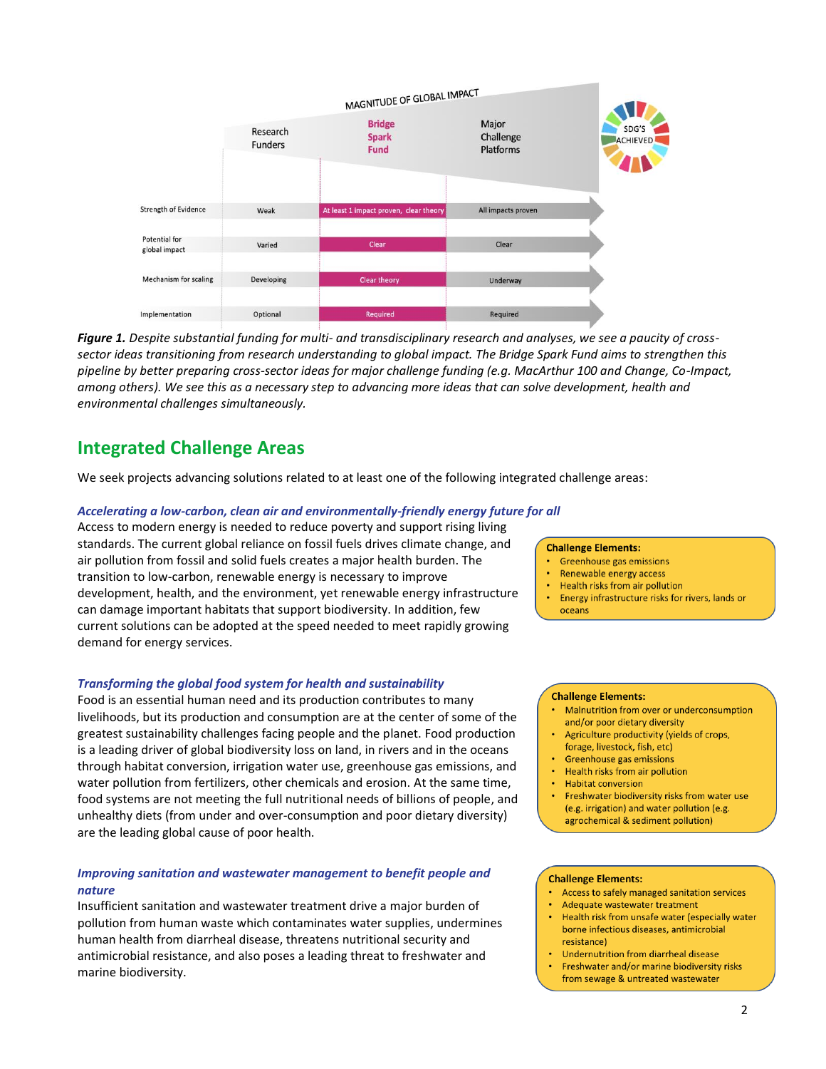| | Research Funders | Bridge Spark Fund | Major Challenge Platforms |
|---|---|---|---|
| Strength of Evidence | Weak | At least 1 impact proven, clear theory | All impacts proven |
| Potential for global impact | Varied | Clear | Clear |
| Mechanism for scaling | Developing | Clear theory | Underway |
| Implementation | Optional | Required | Required |

MAGNITUDE OF GLOBAL IMPACT → SDG'S ACHIEVED

*Figure 1. Despite substantial funding for multi- and transdisciplinary research and analyses, we see a paucity of cross-sector ideas transitioning from research understanding to global impact. The Bridge Spark Fund aims to strengthen this pipeline by better preparing cross-sector ideas for major challenge funding (e.g. MacArthur 100 and Change, Co-Impact, among others). We see this as a necessary step to advancing more ideas that can solve development, health and environmental challenges simultaneously.*

## Integrated Challenge Areas

We seek projects advancing solutions related to at least one of the following integrated challenge areas:

### *Accelerating a low-carbon, clean air and environmentally-friendly energy future for all*

Access to modern energy is needed to reduce poverty and support rising living standards. The current global reliance on fossil fuels drives climate change, and air pollution from fossil and solid fuels creates a major health burden. The transition to low-carbon, renewable energy is necessary to improve development, health, and the environment, yet renewable energy infrastructure can damage important habitats that support biodiversity. In addition, few current solutions can be adopted at the speed needed to meet rapidly growing demand for energy services.

**Challenge Elements:**
- Greenhouse gas emissions
- Renewable energy access
- Health risks from air pollution
- Energy infrastructure risks for rivers, lands or oceans

### *Transforming the global food system for health and sustainability*

Food is an essential human need and its production contributes to many livelihoods, but its production and consumption are at the center of some of the greatest sustainability challenges facing people and the planet. Food production is a leading driver of global biodiversity loss on land, in rivers and in the oceans through habitat conversion, irrigation water use, greenhouse gas emissions, and water pollution from fertilizers, other chemicals and erosion. At the same time, food systems are not meeting the full nutritional needs of billions of people, and unhealthy diets (from under and over-consumption and poor dietary diversity) are the leading global cause of poor health.

**Challenge Elements:**
- Malnutrition from over or underconsumption and/or poor dietary diversity
- Agriculture productivity (yields of crops, forage, livestock, fish, etc)
- Greenhouse gas emissions
- Health risks from air pollution
- Habitat conversion
- Freshwater biodiversity risks from water use (e.g. irrigation) and water pollution (e.g. agrochemical & sediment pollution)

### *Improving sanitation and wastewater management to benefit people and nature*

Insufficient sanitation and wastewater treatment drive a major burden of pollution from human waste which contaminates water supplies, undermines human health from diarrheal disease, threatens nutritional security and antimicrobial resistance, and also poses a leading threat to freshwater and marine biodiversity.

**Challenge Elements:**
- Access to safely managed sanitation services
- Adequate wastewater treatment
- Health risk from unsafe water (especially water borne infectious diseases, antimicrobial resistance)
- Undernutrition from diarrheal disease
- Freshwater and/or marine biodiversity risks from sewage & untreated wastewater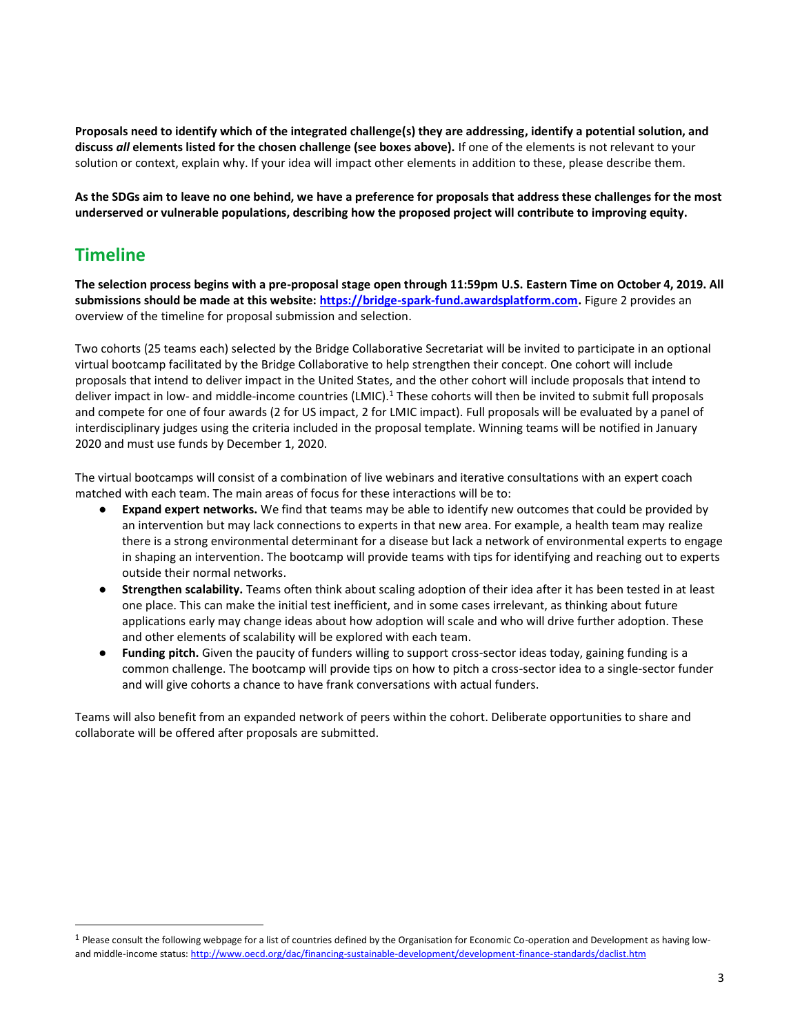**Proposals need to identify which of the integrated challenge(s) they are addressing, identify a potential solution, and discuss *all* elements listed for the chosen challenge (see boxes above).** If one of the elements is not relevant to your solution or context, explain why. If your idea will impact other elements in addition to these, please describe them.

**As the SDGs aim to leave no one behind, we have a preference for proposals that address these challenges for the most underserved or vulnerable populations, describing how the proposed project will contribute to improving equity.**

## Timeline

**The selection process begins with a pre-proposal stage open through 11:59pm U.S. Eastern Time on October 4, 2019. All submissions should be made at this website: [https://bridge-spark-fund.awardsplatform.com](https://bridge-spark-fund.awardsplatform.com).** Figure 2 provides an overview of the timeline for proposal submission and selection.

Two cohorts (25 teams each) selected by the Bridge Collaborative Secretariat will be invited to participate in an optional virtual bootcamp facilitated by the Bridge Collaborative to help strengthen their concept. One cohort will include proposals that intend to deliver impact in the United States, and the other cohort will include proposals that intend to deliver impact in low- and middle-income countries (LMIC).[1] These cohorts will then be invited to submit full proposals and compete for one of four awards (2 for US impact, 2 for LMIC impact). Full proposals will be evaluated by a panel of interdisciplinary judges using the criteria included in the proposal template. Winning teams will be notified in January 2020 and must use funds by December 1, 2020.

The virtual bootcamps will consist of a combination of live webinars and iterative consultations with an expert coach matched with each team. The main areas of focus for these interactions will be to:

- **Expand expert networks.** We find that teams may be able to identify new outcomes that could be provided by an intervention but may lack connections to experts in that new area. For example, a health team may realize there is a strong environmental determinant for a disease but lack a network of environmental experts to engage in shaping an intervention. The bootcamp will provide teams with tips for identifying and reaching out to experts outside their normal networks.
- **Strengthen scalability.** Teams often think about scaling adoption of their idea after it has been tested in at least one place. This can make the initial test inefficient, and in some cases irrelevant, as thinking about future applications early may change ideas about how adoption will scale and who will drive further adoption. These and other elements of scalability will be explored with each team.
- **Funding pitch.** Given the paucity of funders willing to support cross-sector ideas today, gaining funding is a common challenge. The bootcamp will provide tips on how to pitch a cross-sector idea to a single-sector funder and will give cohorts a chance to have frank conversations with actual funders.

Teams will also benefit from an expanded network of peers within the cohort. Deliberate opportunities to share and collaborate will be offered after proposals are submitted.

---

[1] Please consult the following webpage for a list of countries defined by the Organisation for Economic Co-operation and Development as having low- and middle-income status: [http://www.oecd.org/dac/financing-sustainable-development/development-finance-standards/daclist.htm](http://www.oecd.org/dac/financing-sustainable-development/development-finance-standards/daclist.htm)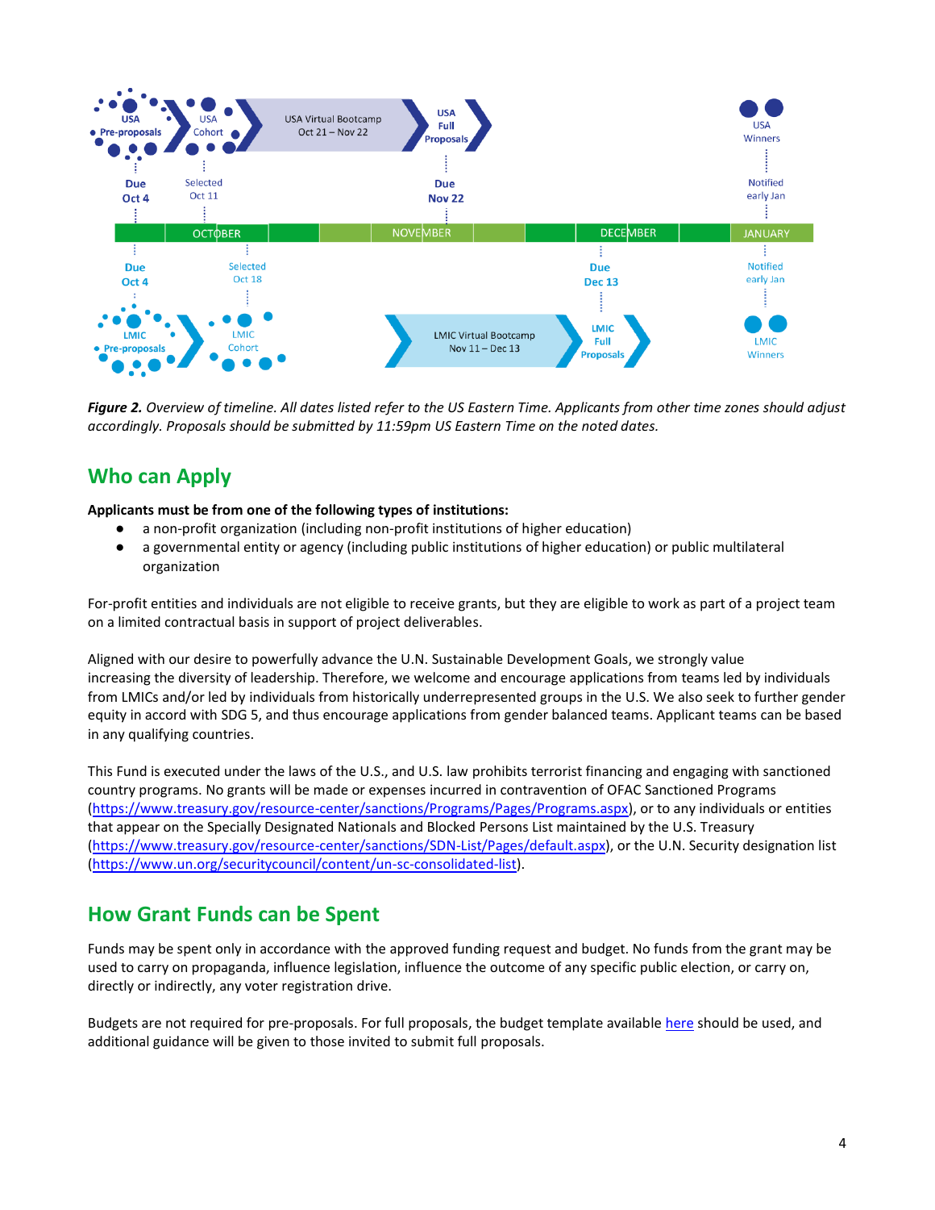USA Pre-proposals — Due Oct 4
USA Cohort — Selected Oct 11
USA Virtual Bootcamp Oct 21 – Nov 22
USA Full Proposals — Due Nov 22
USA Winners — Notified early Jan

OCTOBER | NOVEMBER | DECEMBER | JANUARY

LMIC Pre-proposals — Due Oct 4
LMIC Cohort — Selected Oct 18
LMIC Virtual Bootcamp Nov 11 – Dec 13
LMIC Full Proposals — Due Dec 13
LMIC Winners — Notified early Jan

***Figure 2.*** *Overview of timeline. All dates listed refer to the US Eastern Time. Applicants from other time zones should adjust accordingly. Proposals should be submitted by 11:59pm US Eastern Time on the noted dates.*

## Who can Apply

**Applicants must be from one of the following types of institutions:**

- a non-profit organization (including non-profit institutions of higher education)
- a governmental entity or agency (including public institutions of higher education) or public multilateral organization

For-profit entities and individuals are not eligible to receive grants, but they are eligible to work as part of a project team on a limited contractual basis in support of project deliverables.

Aligned with our desire to powerfully advance the U.N. Sustainable Development Goals, we strongly value increasing the diversity of leadership. Therefore, we welcome and encourage applications from teams led by individuals from LMICs and/or led by individuals from historically underrepresented groups in the U.S. We also seek to further gender equity in accord with SDG 5, and thus encourage applications from gender balanced teams. Applicant teams can be based in any qualifying countries.

This Fund is executed under the laws of the U.S., and U.S. law prohibits terrorist financing and engaging with sanctioned country programs. No grants will be made or expenses incurred in contravention of OFAC Sanctioned Programs (https://www.treasury.gov/resource-center/sanctions/Programs/Pages/Programs.aspx), or to any individuals or entities that appear on the Specially Designated Nationals and Blocked Persons List maintained by the U.S. Treasury (https://www.treasury.gov/resource-center/sanctions/SDN-List/Pages/default.aspx), or the U.N. Security designation list (https://www.un.org/securitycouncil/content/un-sc-consolidated-list).

## How Grant Funds can be Spent

Funds may be spent only in accordance with the approved funding request and budget. No funds from the grant may be used to carry on propaganda, influence legislation, influence the outcome of any specific public election, or carry on, directly or indirectly, any voter registration drive.

Budgets are not required for pre-proposals. For full proposals, the budget template available here should be used, and additional guidance will be given to those invited to submit full proposals.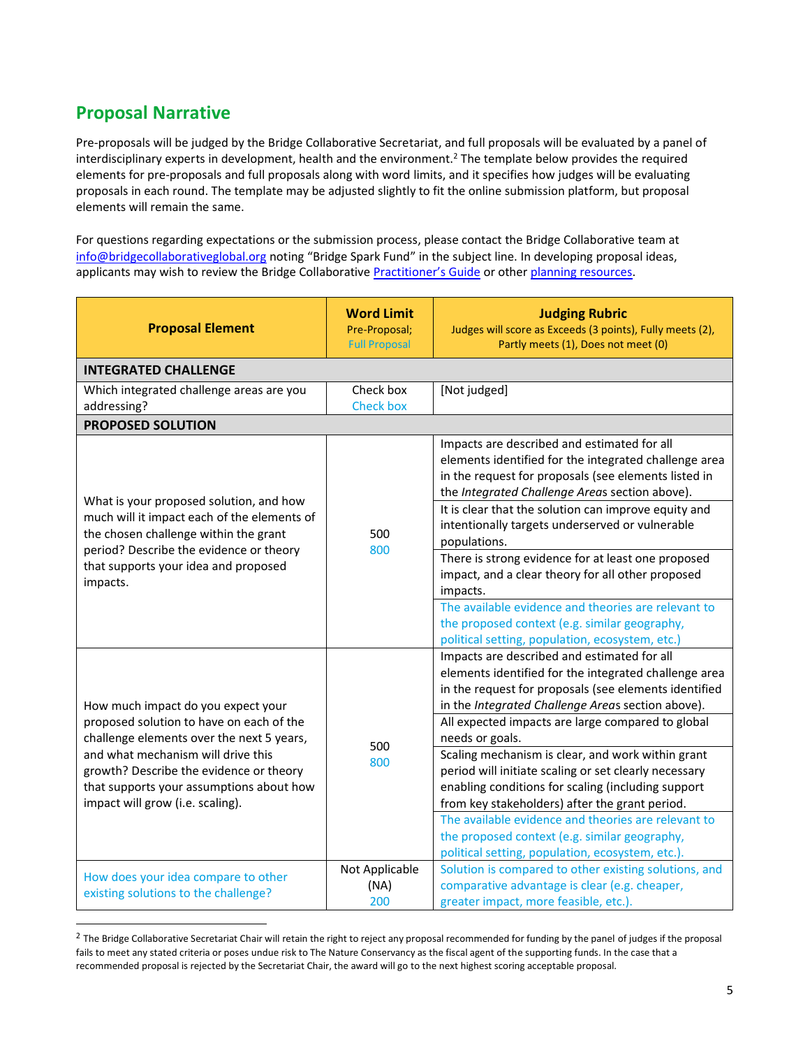## Proposal Narrative

Pre-proposals will be judged by the Bridge Collaborative Secretariat, and full proposals will be evaluated by a panel of interdisciplinary experts in development, health and the environment.[2] The template below provides the required elements for pre-proposals and full proposals along with word limits, and it specifies how judges will be evaluating proposals in each round. The template may be adjusted slightly to fit the online submission platform, but proposal elements will remain the same.

For questions regarding expectations or the submission process, please contact the Bridge Collaborative team at info@bridgecollaborativeglobal.org noting "Bridge Spark Fund" in the subject line. In developing proposal ideas, applicants may wish to review the Bridge Collaborative Practitioner's Guide or other planning resources.

| Proposal Element | Word Limit<br>Pre-Proposal;<br>Full Proposal | Judging Rubric<br>Judges will score as Exceeds (3 points), Fully meets (2), Partly meets (1), Does not meet (0) |
|---|---|---|
| **INTEGRATED CHALLENGE** | | |
| Which integrated challenge areas are you addressing? | Check box<br>Check box | [Not judged] |
| **PROPOSED SOLUTION** | | |
| What is your proposed solution, and how much will it impact each of the elements of the chosen challenge within the grant period? Describe the evidence or theory that supports your idea and proposed impacts. | 500<br>800 | Impacts are described and estimated for all elements identified for the integrated challenge area in the request for proposals (see elements listed in the *Integrated Challenge Areas* section above). |
| | | It is clear that the solution can improve equity and intentionally targets underserved or vulnerable populations. |
| | | There is strong evidence for at least one proposed impact, and a clear theory for all other proposed impacts. |
| | | The available evidence and theories are relevant to the proposed context (e.g. similar geography, political setting, population, ecosystem, etc.) |
| How much impact do you expect your proposed solution to have on each of the challenge elements over the next 5 years, and what mechanism will drive this growth? Describe the evidence or theory that supports your assumptions about how impact will grow (i.e. scaling). | 500<br>800 | Impacts are described and estimated for all elements identified for the integrated challenge area in the request for proposals (see elements identified in the *Integrated Challenge Areas* section above). |
| | | All expected impacts are large compared to global needs or goals. |
| | | Scaling mechanism is clear, and work within grant period will initiate scaling or set clearly necessary enabling conditions for scaling (including support from key stakeholders) after the grant period. |
| | | The available evidence and theories are relevant to the proposed context (e.g. similar geography, political setting, population, ecosystem, etc.). |
| How does your idea compare to other existing solutions to the challenge? | Not Applicable (NA)<br>200 | Solution is compared to other existing solutions, and comparative advantage is clear (e.g. cheaper, greater impact, more feasible, etc.). |

[2] The Bridge Collaborative Secretariat Chair will retain the right to reject any proposal recommended for funding by the panel of judges if the proposal fails to meet any stated criteria or poses undue risk to The Nature Conservancy as the fiscal agent of the supporting funds. In the case that a recommended proposal is rejected by the Secretariat Chair, the award will go to the next highest scoring acceptable proposal.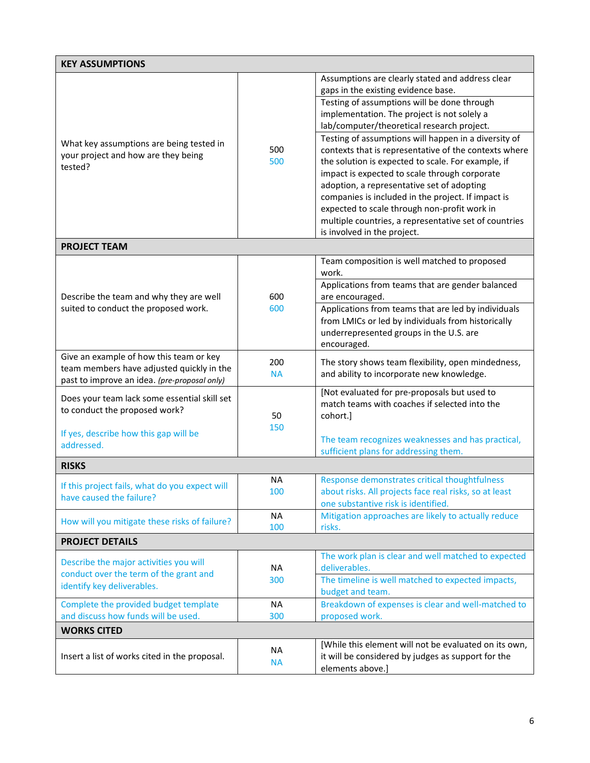| KEY ASSUMPTIONS | | |
|---|---|---|
| What key assumptions are being tested in your project and how are they being tested? | 500<br>500 | Assumptions are clearly stated and address clear gaps in the existing evidence base.<br>Testing of assumptions will be done through implementation. The project is not solely a lab/computer/theoretical research project.<br>Testing of assumptions will happen in a diversity of contexts that is representative of the contexts where the solution is expected to scale. For example, if impact is expected to scale through corporate adoption, a representative set of adopting companies is included in the project. If impact is expected to scale through non-profit work in multiple countries, a representative set of countries is involved in the project. |
| **PROJECT TEAM** | | |
| Describe the team and why they are well suited to conduct the proposed work. | 600<br>600 | Team composition is well matched to proposed work.<br>Applications from teams that are gender balanced are encouraged.<br>Applications from teams that are led by individuals from LMICs or led by individuals from historically underrepresented groups in the U.S. are encouraged. |
| Give an example of how this team or key team members have adjusted quickly in the past to improve an idea. *(pre-proposal only)* | 200<br>NA | The story shows team flexibility, open mindedness, and ability to incorporate new knowledge. |
| Does your team lack some essential skill set to conduct the proposed work?<br><br>If yes, describe how this gap will be addressed. | 50<br>150 | [Not evaluated for pre-proposals but used to match teams with coaches if selected into the cohort.]<br><br>The team recognizes weaknesses and has practical, sufficient plans for addressing them. |
| **RISKS** | | |
| If this project fails, what do you expect will have caused the failure? | NA<br>100 | Response demonstrates critical thoughtfulness about risks. All projects face real risks, so at least one substantive risk is identified. |
| How will you mitigate these risks of failure? | NA<br>100 | Mitigation approaches are likely to actually reduce risks. |
| **PROJECT DETAILS** | | |
| Describe the major activities you will conduct over the term of the grant and identify key deliverables. | NA<br>300 | The work plan is clear and well matched to expected deliverables.<br>The timeline is well matched to expected impacts, budget and team. |
| Complete the provided budget template and discuss how funds will be used. | NA<br>300 | Breakdown of expenses is clear and well-matched to proposed work. |
| **WORKS CITED** | | |
| Insert a list of works cited in the proposal. | NA<br>NA | [While this element will not be evaluated on its own, it will be considered by judges as support for the elements above.] |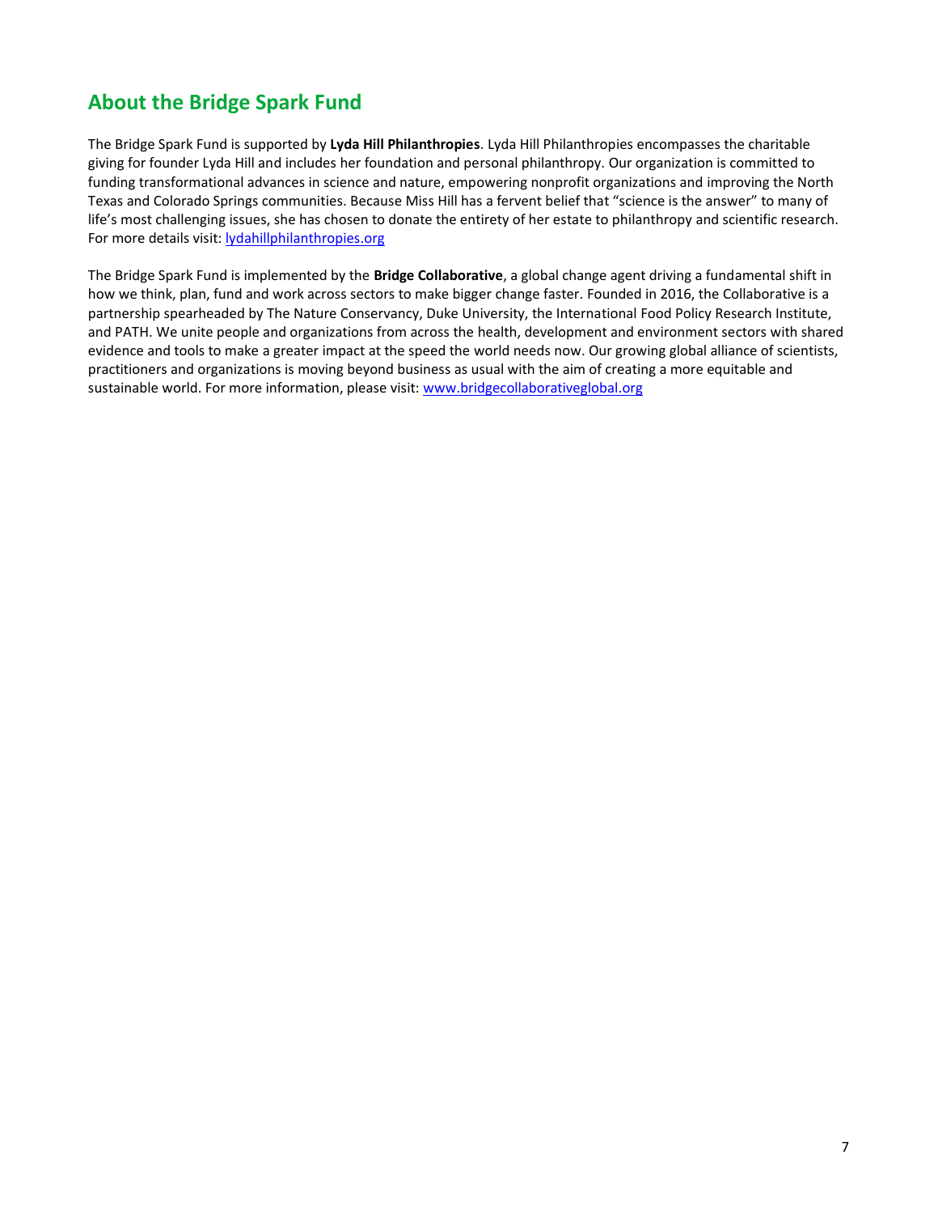## About the Bridge Spark Fund

The Bridge Spark Fund is supported by **Lyda Hill Philanthropies**. Lyda Hill Philanthropies encompasses the charitable giving for founder Lyda Hill and includes her foundation and personal philanthropy. Our organization is committed to funding transformational advances in science and nature, empowering nonprofit organizations and improving the North Texas and Colorado Springs communities. Because Miss Hill has a fervent belief that "science is the answer" to many of life's most challenging issues, she has chosen to donate the entirety of her estate to philanthropy and scientific research. For more details visit: [lydahillphilanthropies.org](lydahillphilanthropies.org)

The Bridge Spark Fund is implemented by the **Bridge Collaborative**, a global change agent driving a fundamental shift in how we think, plan, fund and work across sectors to make bigger change faster. Founded in 2016, the Collaborative is a partnership spearheaded by The Nature Conservancy, Duke University, the International Food Policy Research Institute, and PATH. We unite people and organizations from across the health, development and environment sectors with shared evidence and tools to make a greater impact at the speed the world needs now. Our growing global alliance of scientists, practitioners and organizations is moving beyond business as usual with the aim of creating a more equitable and sustainable world. For more information, please visit: [www.bridgecollaborativeglobal.org](www.bridgecollaborativeglobal.org)